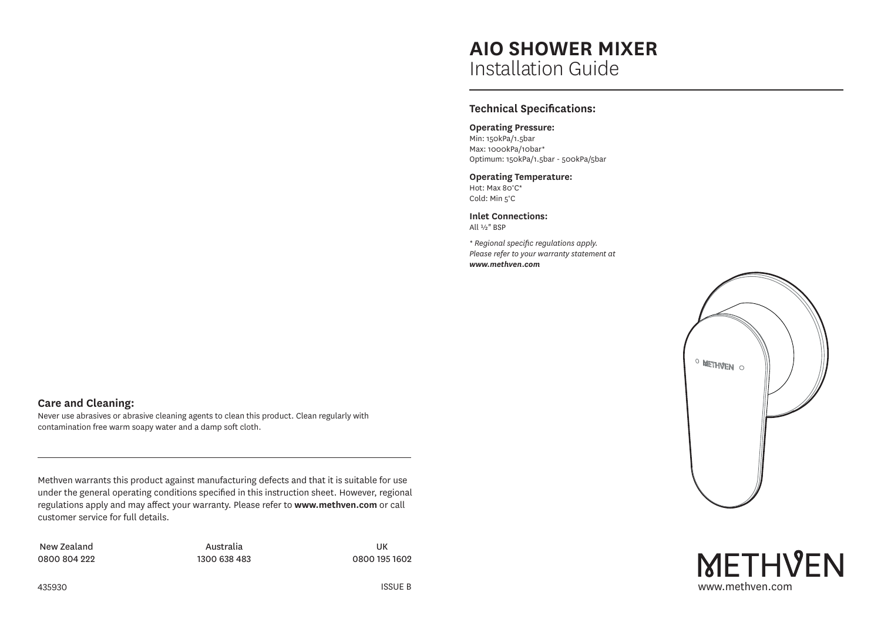# AIO SHOWER MIXER
Installation Guide

## Technical Specifications:

**Operating Pressure:**
Min: 150kPa/1.5bar
Max: 1000kPa/10bar*
Optimum: 150kPa/1.5bar - 500kPa/5bar

**Operating Temperature:**
Hot: Max 80°C*
Cold: Min 5°C

**Inlet Connections:**
All ½" BSP

*\* Regional specific regulations apply. Please refer to your warranty statement at **www.methven.com***

METHVEN
www.methven.com

## Care and Cleaning:

Never use abrasives or abrasive cleaning agents to clean this product. Clean regularly with contamination free warm soapy water and a damp soft cloth.

---

Methven warrants this product against manufacturing defects and that it is suitable for use under the general operating conditions specified in this instruction sheet. However, regional regulations apply and may affect your warranty. Please refer to **www.methven.com** or call customer service for full details.

| New Zealand | Australia | UK |
|---|---|---|
| 0800 804 222 | 1300 638 483 | 0800 195 1602 |

435930

ISSUE B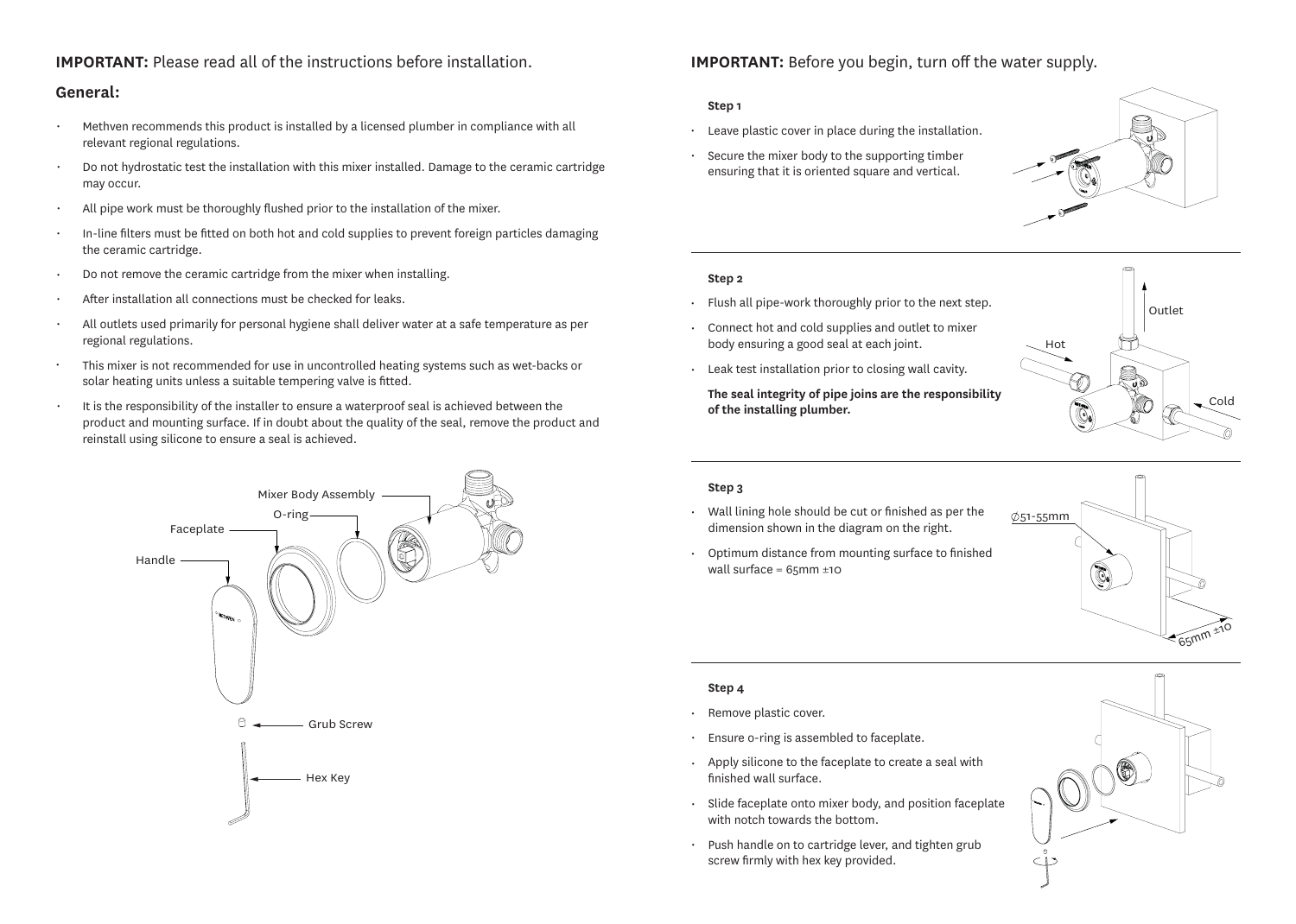**IMPORTANT:** Please read all of the instructions before installation.

## General:

- Methven recommends this product is installed by a licensed plumber in compliance with all relevant regional regulations.
- Do not hydrostatic test the installation with this mixer installed. Damage to the ceramic cartridge may occur.
- All pipe work must be thoroughly flushed prior to the installation of the mixer.
- In-line filters must be fitted on both hot and cold supplies to prevent foreign particles damaging the ceramic cartridge.
- Do not remove the ceramic cartridge from the mixer when installing.
- After installation all connections must be checked for leaks.
- All outlets used primarily for personal hygiene shall deliver water at a safe temperature as per regional regulations.
- This mixer is not recommended for use in uncontrolled heating systems such as wet-backs or solar heating units unless a suitable tempering valve is fitted.
- It is the responsibility of the installer to ensure a waterproof seal is achieved between the product and mounting surface. If in doubt about the quality of the seal, remove the product and reinstall using silicone to ensure a seal is achieved.

Mixer Body Assembly

O-ring

Faceplate

Handle

Grub Screw

Hex Key

**IMPORTANT:** Before you begin, turn off the water supply.

**Step 1**

- Leave plastic cover in place during the installation.
- Secure the mixer body to the supporting timber ensuring that it is oriented square and vertical.

**Step 2**

- Flush all pipe-work thoroughly prior to the next step.
- Connect hot and cold supplies and outlet to mixer body ensuring a good seal at each joint.
- Leak test installation prior to closing wall cavity.

**The seal integrity of pipe joins are the responsibility of the installing plumber.**

Outlet

Hot

Cold

**Step 3**

- Wall lining hole should be cut or finished as per the dimension shown in the diagram on the right.
- Optimum distance from mounting surface to finished wall surface = 65mm ±10

∅51-55mm

65mm ±10

**Step 4**

- Remove plastic cover.
- Ensure o-ring is assembled to faceplate.
- Apply silicone to the faceplate to create a seal with finished wall surface.
- Slide faceplate onto mixer body, and position faceplate with notch towards the bottom.
- Push handle on to cartridge lever, and tighten grub screw firmly with hex key provided.